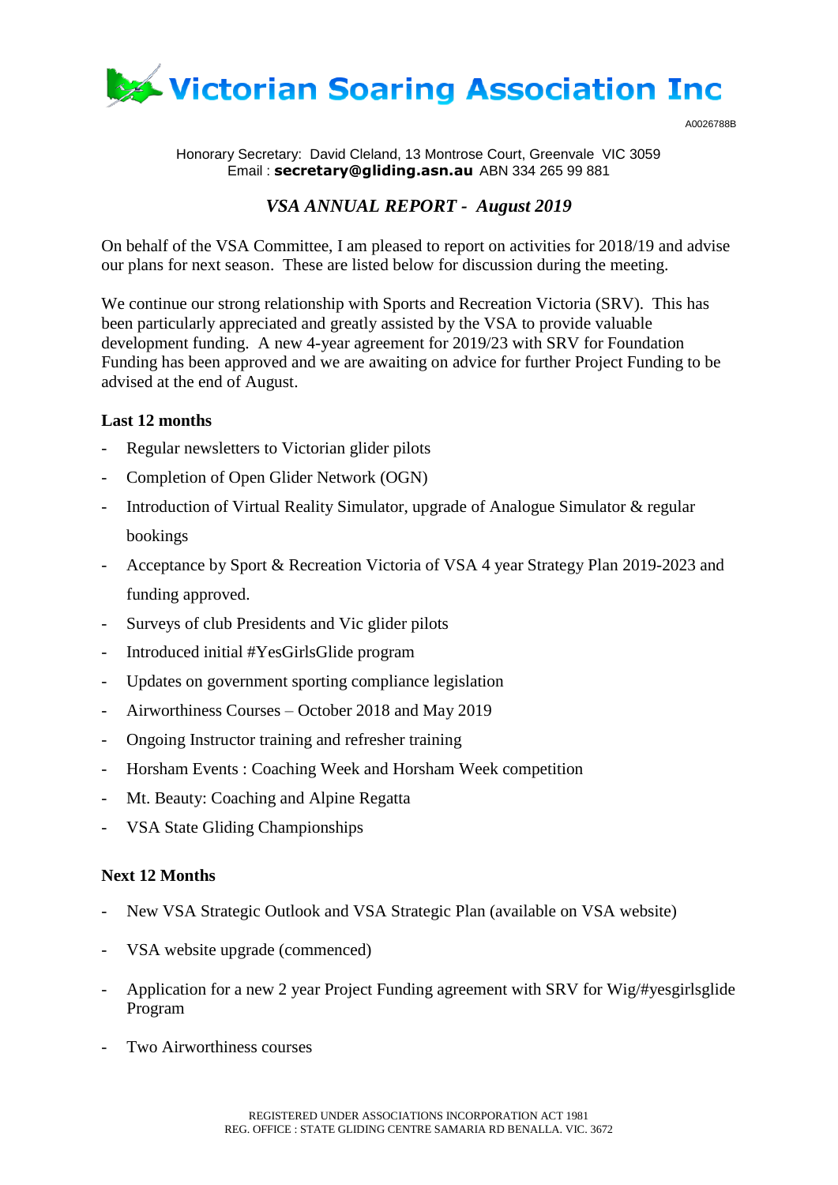# Victorian Soaring Association Inc

A0026788B

Honorary Secretary: David Cleland, 13 Montrose Court, Greenvale VIC 3059
Email : **secretary@gliding.asn.au** ABN 334 265 99 881

## *VSA ANNUAL REPORT - August 2019*

On behalf of the VSA Committee, I am pleased to report on activities for 2018/19 and advise our plans for next season. These are listed below for discussion during the meeting.

We continue our strong relationship with Sports and Recreation Victoria (SRV). This has been particularly appreciated and greatly assisted by the VSA to provide valuable development funding. A new 4-year agreement for 2019/23 with SRV for Foundation Funding has been approved and we are awaiting on advice for further Project Funding to be advised at the end of August.

### Last 12 months

- Regular newsletters to Victorian glider pilots
- Completion of Open Glider Network (OGN)
- Introduction of Virtual Reality Simulator, upgrade of Analogue Simulator & regular bookings
- Acceptance by Sport & Recreation Victoria of VSA 4 year Strategy Plan 2019-2023 and funding approved.
- Surveys of club Presidents and Vic glider pilots
- Introduced initial #YesGirlsGlide program
- Updates on government sporting compliance legislation
- Airworthiness Courses – October 2018 and May 2019
- Ongoing Instructor training and refresher training
- Horsham Events : Coaching Week and Horsham Week competition
- Mt. Beauty: Coaching and Alpine Regatta
- VSA State Gliding Championships

### Next 12 Months

- New VSA Strategic Outlook and VSA Strategic Plan (available on VSA website)
- VSA website upgrade (commenced)
- Application for a new 2 year Project Funding agreement with SRV for Wig/#yesgirlsglide Program
- Two Airworthiness courses

REGISTERED UNDER ASSOCIATIONS INCORPORATION ACT 1981
REG. OFFICE : STATE GLIDING CENTRE SAMARIA RD BENALLA. VIC. 3672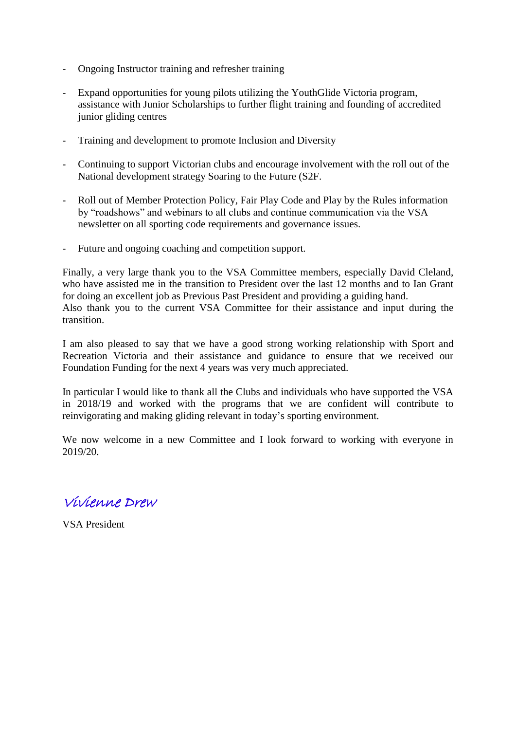- Ongoing Instructor training and refresher training

- Expand opportunities for young pilots utilizing the YouthGlide Victoria program, assistance with Junior Scholarships to further flight training and founding of accredited junior gliding centres

- Training and development to promote Inclusion and Diversity

- Continuing to support Victorian clubs and encourage involvement with the roll out of the National development strategy Soaring to the Future (S2F.

- Roll out of Member Protection Policy, Fair Play Code and Play by the Rules information by "roadshows" and webinars to all clubs and continue communication via the VSA newsletter on all sporting code requirements and governance issues.

- Future and ongoing coaching and competition support.

Finally, a very large thank you to the VSA Committee members, especially David Cleland, who have assisted me in the transition to President over the last 12 months and to Ian Grant for doing an excellent job as Previous Past President and providing a guiding hand.
Also thank you to the current VSA Committee for their assistance and input during the transition.

I am also pleased to say that we have a good strong working relationship with Sport and Recreation Victoria and their assistance and guidance to ensure that we received our Foundation Funding for the next 4 years was very much appreciated.

In particular I would like to thank all the Clubs and individuals who have supported the VSA in 2018/19 and worked with the programs that we are confident will contribute to reinvigorating and making gliding relevant in today's sporting environment.

We now welcome in a new Committee and I look forward to working with everyone in 2019/20.

*Vivienne Drew*

VSA President